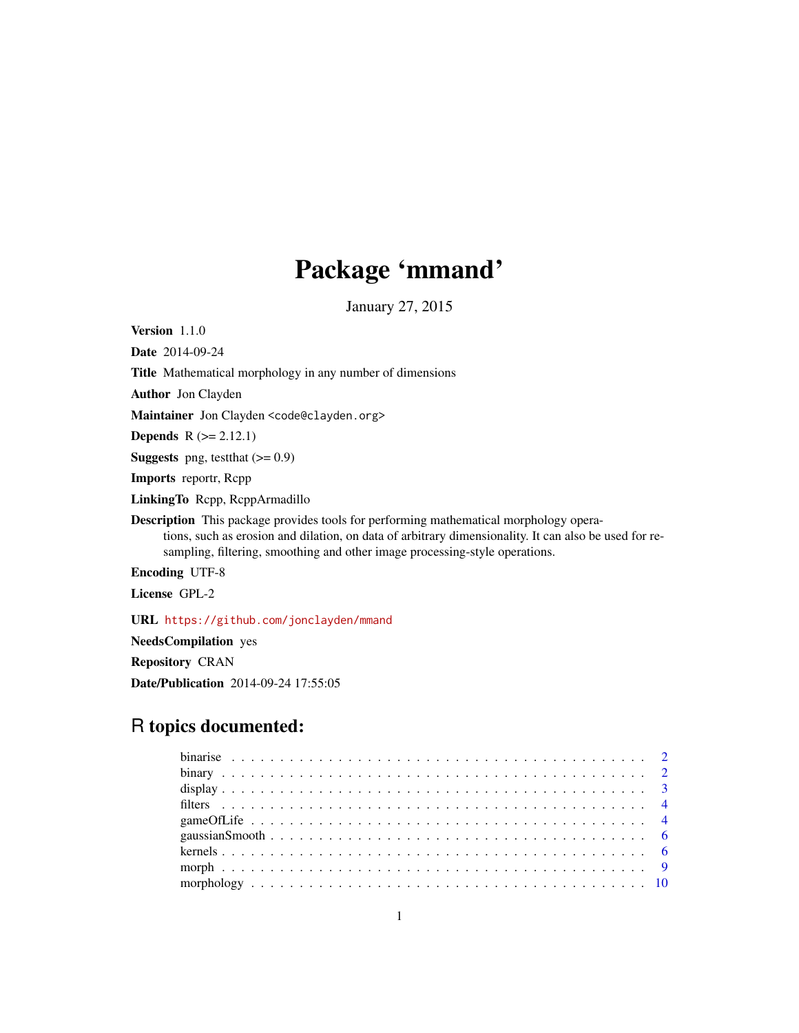# Package 'mmand'

January 27, 2015

**Version** 1.1.0

**Date** 2014-09-24

**Title** Mathematical morphology in any number of dimensions

**Author** Jon Clayden

**Maintainer** Jon Clayden <code@clayden.org>

**Depends** R (>= 2.12.1)

**Suggests** png, testthat (>= 0.9)

**Imports** reportr, Rcpp

**LinkingTo** Rcpp, RcppArmadillo

**Description** This package provides tools for performing mathematical morphology operations, such as erosion and dilation, on data of arbitrary dimensionality. It can also be used for resampling, filtering, smoothing and other image processing-style operations.

**Encoding** UTF-8

**License** GPL-2

**URL** https://github.com/jonclayden/mmand

**NeedsCompilation** yes

**Repository** CRAN

**Date/Publication** 2014-09-24 17:55:05

## R topics documented:

- binarise . . . . . . . . . . . . . . . . . . . . . . . . . . . . . . . . . . . . . . . . . . . 2
- binary . . . . . . . . . . . . . . . . . . . . . . . . . . . . . . . . . . . . . . . . . . . . 2
- display . . . . . . . . . . . . . . . . . . . . . . . . . . . . . . . . . . . . . . . . . . . . 3
- filters . . . . . . . . . . . . . . . . . . . . . . . . . . . . . . . . . . . . . . . . . . . . 4
- gameOfLife . . . . . . . . . . . . . . . . . . . . . . . . . . . . . . . . . . . . . . . . . . 4
- gaussianSmooth . . . . . . . . . . . . . . . . . . . . . . . . . . . . . . . . . . . . . . . 6
- kernels . . . . . . . . . . . . . . . . . . . . . . . . . . . . . . . . . . . . . . . . . . . . 6
- morph . . . . . . . . . . . . . . . . . . . . . . . . . . . . . . . . . . . . . . . . . . . . 9
- morphology . . . . . . . . . . . . . . . . . . . . . . . . . . . . . . . . . . . . . . . . . 10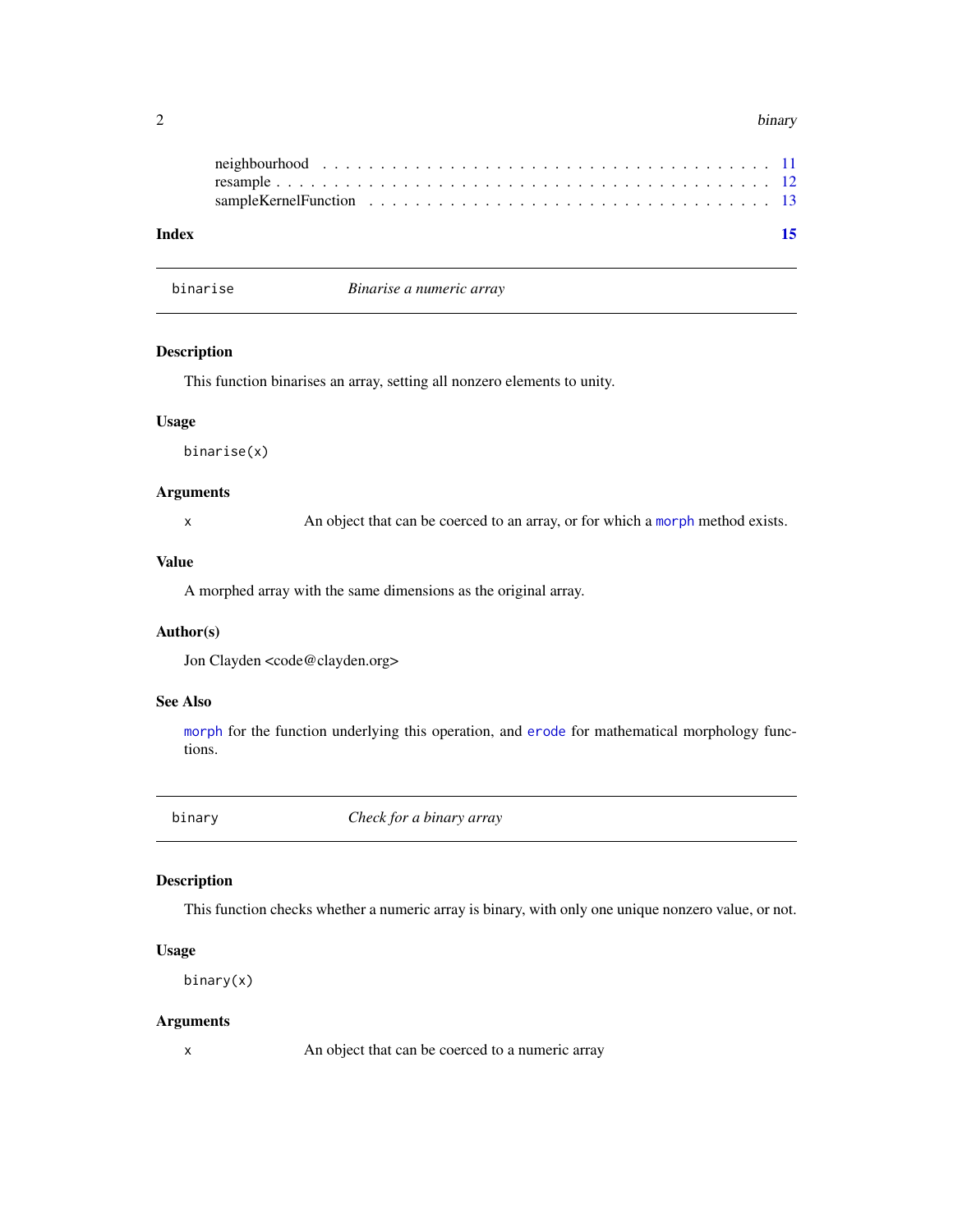neighbourhood . . . . . . . . . . . . . . . . . . . . . . . . . . . . . . . . . . . . . 11
resample . . . . . . . . . . . . . . . . . . . . . . . . . . . . . . . . . . . . . . . . 12
sampleKernelFunction . . . . . . . . . . . . . . . . . . . . . . . . . . . . . . . . . . 13

**Index** **15**

---

## binarise — *Binarise a numeric array*

### Description

This function binarises an array, setting all nonzero elements to unity.

### Usage

```
binarise(x)
```

### Arguments

| | |
|---|---|
| x | An object that can be coerced to an array, or for which a `morph` method exists. |

### Value

A morphed array with the same dimensions as the original array.

### Author(s)

Jon Clayden <code@clayden.org>

### See Also

`morph` for the function underlying this operation, and `erode` for mathematical morphology functions.

---

## binary — *Check for a binary array*

### Description

This function checks whether a numeric array is binary, with only one unique nonzero value, or not.

### Usage

```
binary(x)
```

### Arguments

| | |
|---|---|
| x | An object that can be coerced to a numeric array |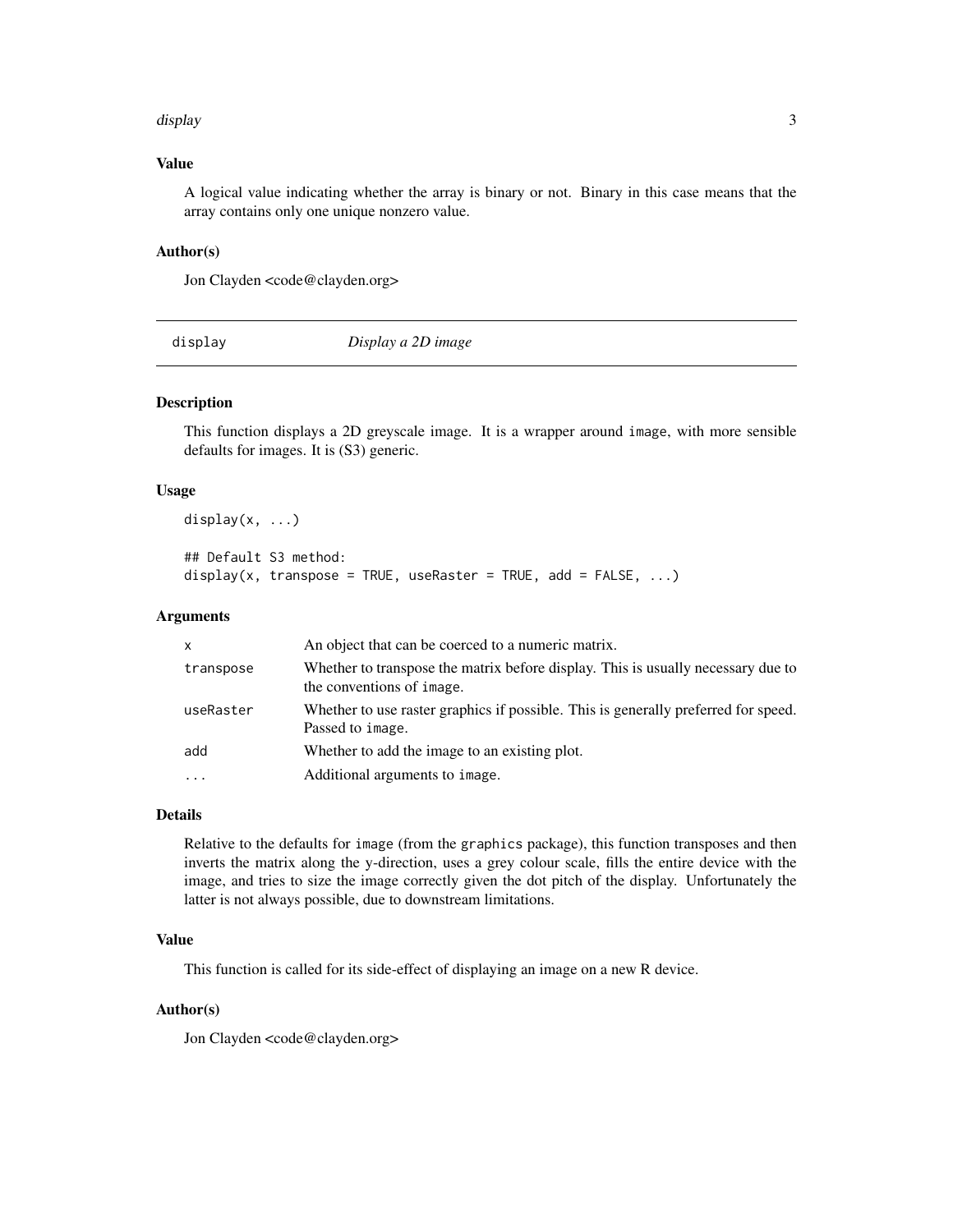### Value

A logical value indicating whether the array is binary or not. Binary in this case means that the array contains only one unique nonzero value.

### Author(s)

Jon Clayden <code@clayden.org>

---

## display — *Display a 2D image*

---

### Description

This function displays a 2D greyscale image. It is a wrapper around `image`, with more sensible defaults for images. It is (S3) generic.

### Usage

```
display(x, ...)

## Default S3 method:
display(x, transpose = TRUE, useRaster = TRUE, add = FALSE, ...)
```

### Arguments

| | |
|---|---|
| `x` | An object that can be coerced to a numeric matrix. |
| `transpose` | Whether to transpose the matrix before display. This is usually necessary due to the conventions of `image`. |
| `useRaster` | Whether to use raster graphics if possible. This is generally preferred for speed. Passed to `image`. |
| `add` | Whether to add the image to an existing plot. |
| `...` | Additional arguments to `image`. |

### Details

Relative to the defaults for `image` (from the `graphics` package), this function transposes and then inverts the matrix along the y-direction, uses a grey colour scale, fills the entire device with the image, and tries to size the image correctly given the dot pitch of the display. Unfortunately the latter is not always possible, due to downstream limitations.

### Value

This function is called for its side-effect of displaying an image on a new R device.

### Author(s)

Jon Clayden <code@clayden.org>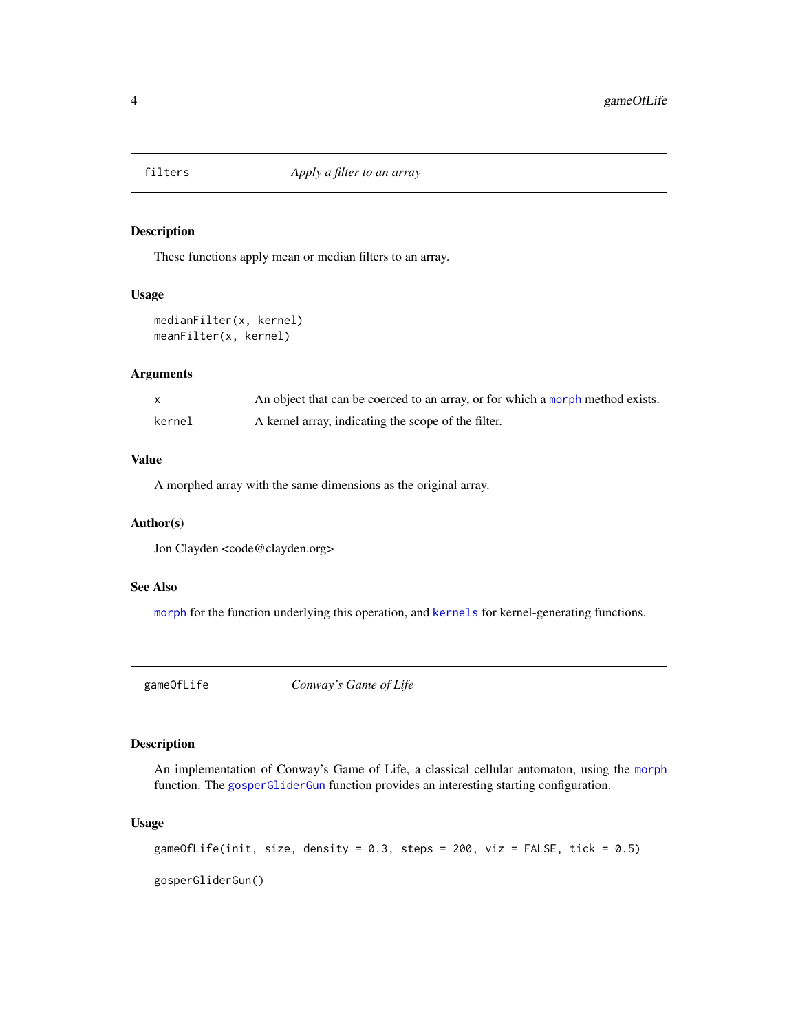## filters — *Apply a filter to an array*

### Description

These functions apply mean or median filters to an array.

### Usage

```
medianFilter(x, kernel)
meanFilter(x, kernel)
```

### Arguments

| | |
|---|---|
| `x` | An object that can be coerced to an array, or for which a `morph` method exists. |
| `kernel` | A kernel array, indicating the scope of the filter. |

### Value

A morphed array with the same dimensions as the original array.

### Author(s)

Jon Clayden <code@clayden.org>

### See Also

`morph` for the function underlying this operation, and `kernels` for kernel-generating functions.

## gameOfLife — *Conway's Game of Life*

### Description

An implementation of Conway's Game of Life, a classical cellular automaton, using the `morph` function. The `gosperGliderGun` function provides an interesting starting configuration.

### Usage

```
gameOfLife(init, size, density = 0.3, steps = 200, viz = FALSE, tick = 0.5)

gosperGliderGun()
```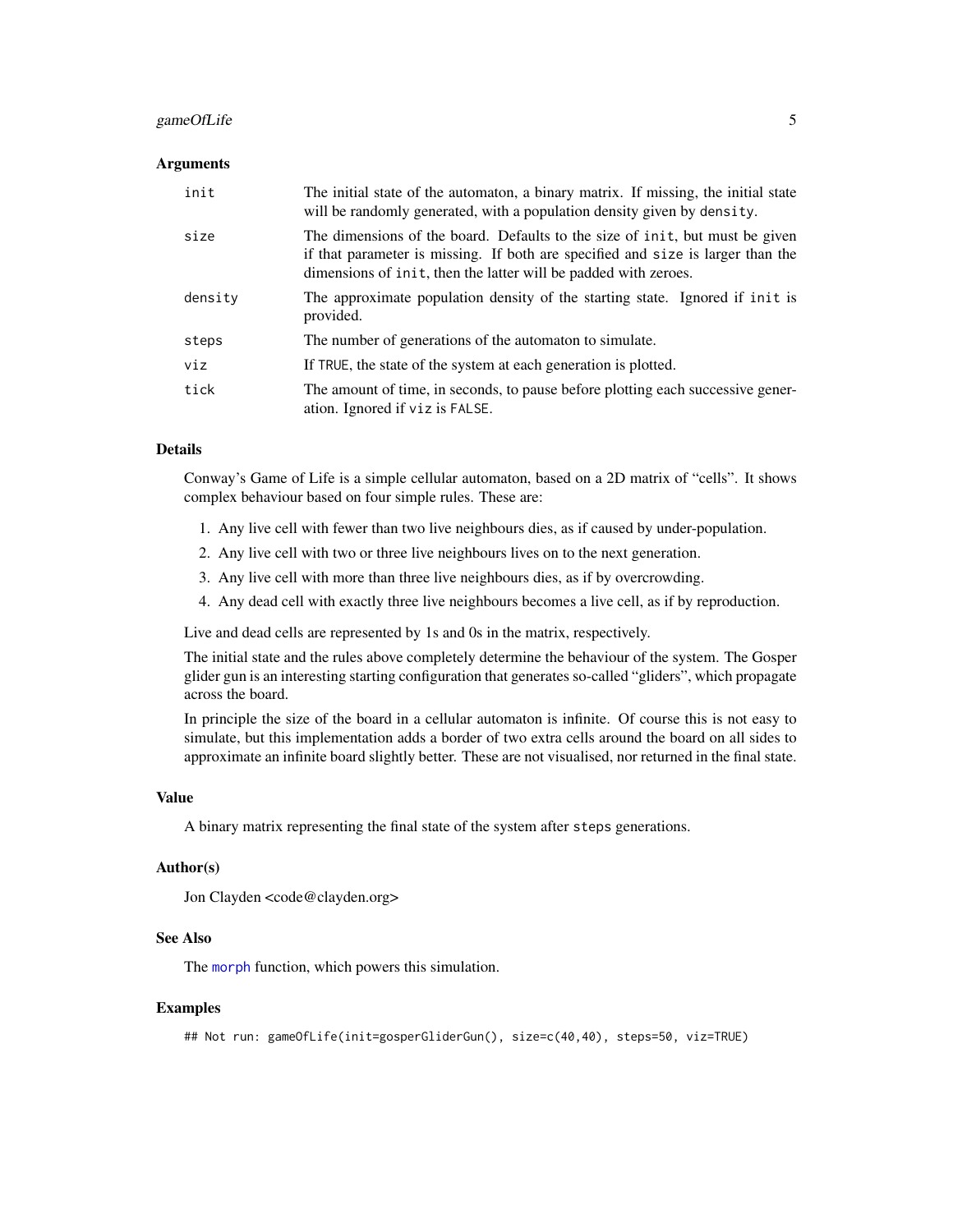### Arguments

| | |
|---|---|
| `init` | The initial state of the automaton, a binary matrix. If missing, the initial state will be randomly generated, with a population density given by `density`. |
| `size` | The dimensions of the board. Defaults to the size of `init`, but must be given if that parameter is missing. If both are specified and `size` is larger than the dimensions of `init`, then the latter will be padded with zeroes. |
| `density` | The approximate population density of the starting state. Ignored if `init` is provided. |
| `steps` | The number of generations of the automaton to simulate. |
| `viz` | If `TRUE`, the state of the system at each generation is plotted. |
| `tick` | The amount of time, in seconds, to pause before plotting each successive generation. Ignored if `viz` is `FALSE`. |

### Details

Conway's Game of Life is a simple cellular automaton, based on a 2D matrix of "cells". It shows complex behaviour based on four simple rules. These are:

1. Any live cell with fewer than two live neighbours dies, as if caused by under-population.
2. Any live cell with two or three live neighbours lives on to the next generation.
3. Any live cell with more than three live neighbours dies, as if by overcrowding.
4. Any dead cell with exactly three live neighbours becomes a live cell, as if by reproduction.

Live and dead cells are represented by 1s and 0s in the matrix, respectively.

The initial state and the rules above completely determine the behaviour of the system. The Gosper glider gun is an interesting starting configuration that generates so-called "gliders", which propagate across the board.

In principle the size of the board in a cellular automaton is infinite. Of course this is not easy to simulate, but this implementation adds a border of two extra cells around the board on all sides to approximate an infinite board slightly better. These are not visualised, nor returned in the final state.

### Value

A binary matrix representing the final state of the system after `steps` generations.

### Author(s)

Jon Clayden <code@clayden.org>

### See Also

The `morph` function, which powers this simulation.

### Examples

```
## Not run: gameOfLife(init=gosperGliderGun(), size=c(40,40), steps=50, viz=TRUE)
```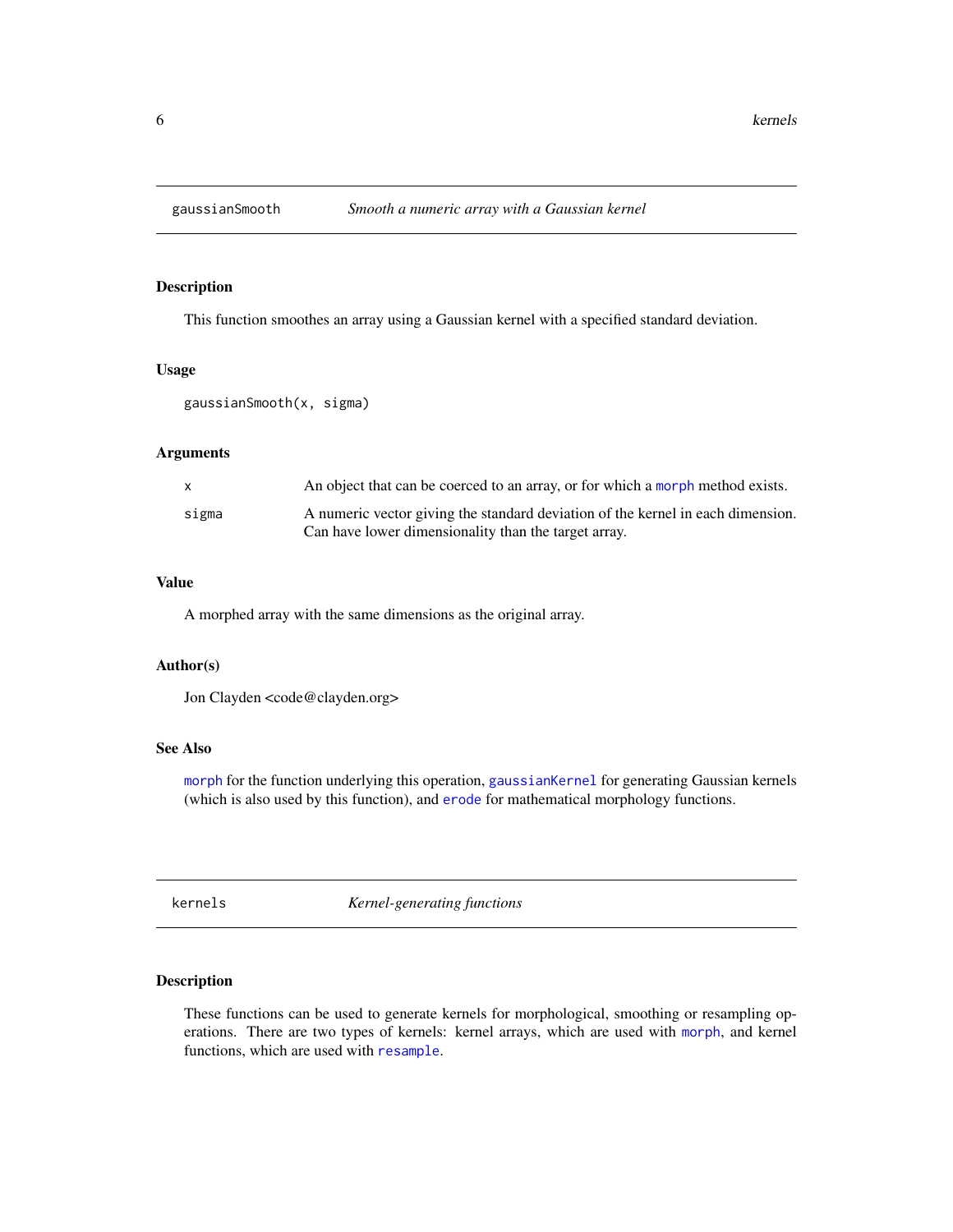## gaussianSmooth — *Smooth a numeric array with a Gaussian kernel*

### Description

This function smoothes an array using a Gaussian kernel with a specified standard deviation.

### Usage

```
gaussianSmooth(x, sigma)
```

### Arguments

| | |
|---|---|
| x | An object that can be coerced to an array, or for which a `morph` method exists. |
| sigma | A numeric vector giving the standard deviation of the kernel in each dimension. Can have lower dimensionality than the target array. |

### Value

A morphed array with the same dimensions as the original array.

### Author(s)

Jon Clayden <code@clayden.org>

### See Also

`morph` for the function underlying this operation, `gaussianKernel` for generating Gaussian kernels (which is also used by this function), and `erode` for mathematical morphology functions.

## kernels — *Kernel-generating functions*

### Description

These functions can be used to generate kernels for morphological, smoothing or resampling operations. There are two types of kernels: kernel arrays, which are used with `morph`, and kernel functions, which are used with `resample`.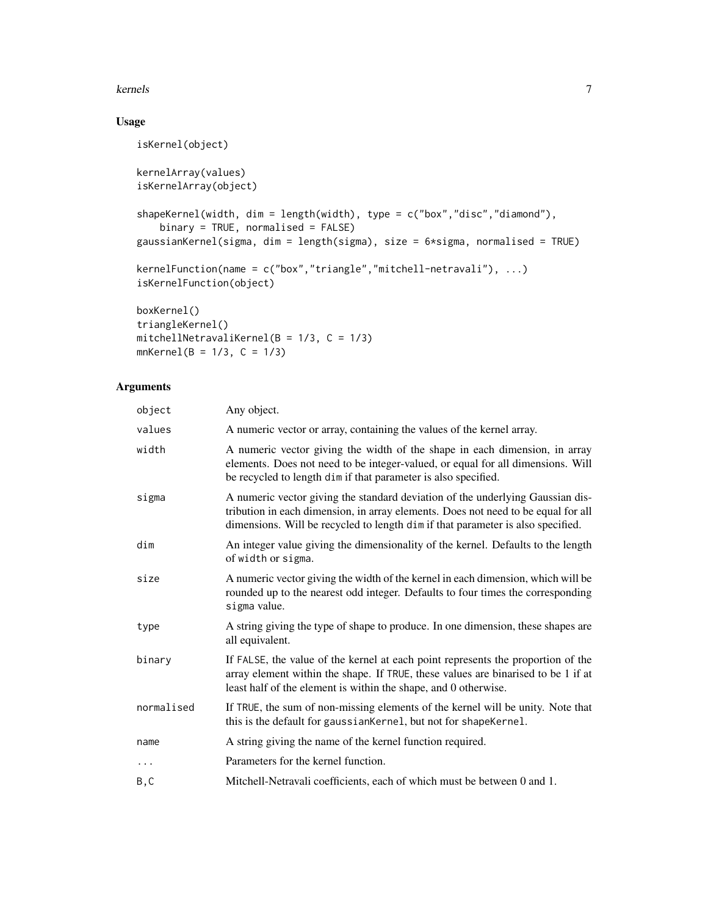### Usage

```
isKernel(object)

kernelArray(values)
isKernelArray(object)

shapeKernel(width, dim = length(width), type = c("box","disc","diamond"),
    binary = TRUE, normalised = FALSE)
gaussianKernel(sigma, dim = length(sigma), size = 6*sigma, normalised = TRUE)

kernelFunction(name = c("box","triangle","mitchell-netravali"), ...)
isKernelFunction(object)

boxKernel()
triangleKernel()
mitchellNetravaliKernel(B = 1/3, C = 1/3)
mnKernel(B = 1/3, C = 1/3)
```

### Arguments

| | |
|---|---|
| `object` | Any object. |
| `values` | A numeric vector or array, containing the values of the kernel array. |
| `width` | A numeric vector giving the width of the shape in each dimension, in array elements. Does not need to be integer-valued, or equal for all dimensions. Will be recycled to length `dim` if that parameter is also specified. |
| `sigma` | A numeric vector giving the standard deviation of the underlying Gaussian distribution in each dimension, in array elements. Does not need to be equal for all dimensions. Will be recycled to length `dim` if that parameter is also specified. |
| `dim` | An integer value giving the dimensionality of the kernel. Defaults to the length of `width` or `sigma`. |
| `size` | A numeric vector giving the width of the kernel in each dimension, which will be rounded up to the nearest odd integer. Defaults to four times the corresponding `sigma` value. |
| `type` | A string giving the type of shape to produce. In one dimension, these shapes are all equivalent. |
| `binary` | If `FALSE`, the value of the kernel at each point represents the proportion of the array element within the shape. If `TRUE`, these values are binarised to be 1 if at least half of the element is within the shape, and 0 otherwise. |
| `normalised` | If `TRUE`, the sum of non-missing elements of the kernel will be unity. Note that this is the default for `gaussianKernel`, but not for `shapeKernel`. |
| `name` | A string giving the name of the kernel function required. |
| `...` | Parameters for the kernel function. |
| `B,C` | Mitchell-Netravali coefficients, each of which must be between 0 and 1. |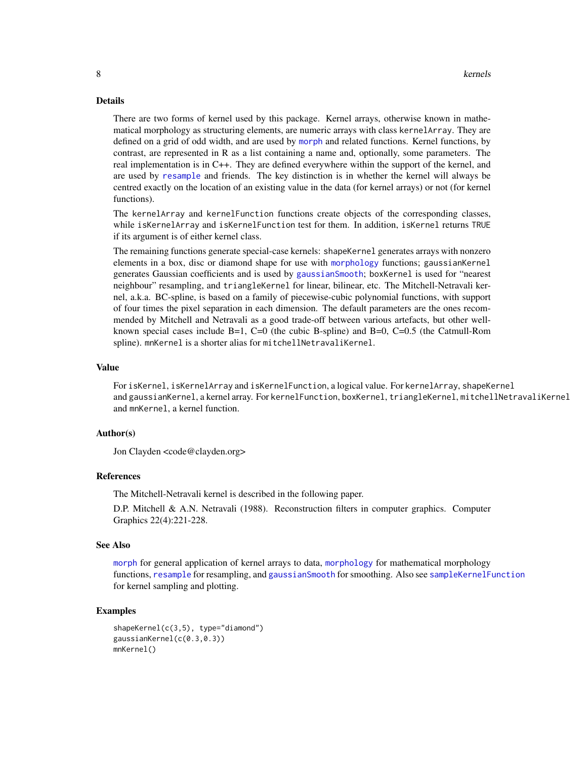## Details

There are two forms of kernel used by this package. Kernel arrays, otherwise known in mathematical morphology as structuring elements, are numeric arrays with class `kernelArray`. They are defined on a grid of odd width, and are used by `morph` and related functions. Kernel functions, by contrast, are represented in R as a list containing a name and, optionally, some parameters. The real implementation is in C++. They are defined everywhere within the support of the kernel, and are used by `resample` and friends. The key distinction is in whether the kernel will always be centred exactly on the location of an existing value in the data (for kernel arrays) or not (for kernel functions).

The `kernelArray` and `kernelFunction` functions create objects of the corresponding classes, while `isKernelArray` and `isKernelFunction` test for them. In addition, `isKernel` returns `TRUE` if its argument is of either kernel class.

The remaining functions generate special-case kernels: `shapeKernel` generates arrays with nonzero elements in a box, disc or diamond shape for use with `morphology` functions; `gaussianKernel` generates Gaussian coefficients and is used by `gaussianSmooth`; `boxKernel` is used for "nearest neighbour" resampling, and `triangleKernel` for linear, bilinear, etc. The Mitchell-Netravali kernel, a.k.a. BC-spline, is based on a family of piecewise-cubic polynomial functions, with support of four times the pixel separation in each dimension. The default parameters are the ones recommended by Mitchell and Netravali as a good trade-off between various artefacts, but other well-known special cases include B=1, C=0 (the cubic B-spline) and B=0, C=0.5 (the Catmull-Rom spline). `mnKernel` is a shorter alias for `mitchellNetravaliKernel`.

## Value

For `isKernel`, `isKernelArray` and `isKernelFunction`, a logical value. For `kernelArray`, `shapeKernel` and `gaussianKernel`, a kernel array. For `kernelFunction`, `boxKernel`, `triangleKernel`, `mitchellNetravaliKernel` and `mnKernel`, a kernel function.

## Author(s)

Jon Clayden <code@clayden.org>

## References

The Mitchell-Netravali kernel is described in the following paper.

D.P. Mitchell & A.N. Netravali (1988). Reconstruction filters in computer graphics. Computer Graphics 22(4):221-228.

## See Also

`morph` for general application of kernel arrays to data, `morphology` for mathematical morphology functions, `resample` for resampling, and `gaussianSmooth` for smoothing. Also see `sampleKernelFunction` for kernel sampling and plotting.

## Examples

```
shapeKernel(c(3,5), type="diamond")
gaussianKernel(c(0.3,0.3))
mnKernel()
```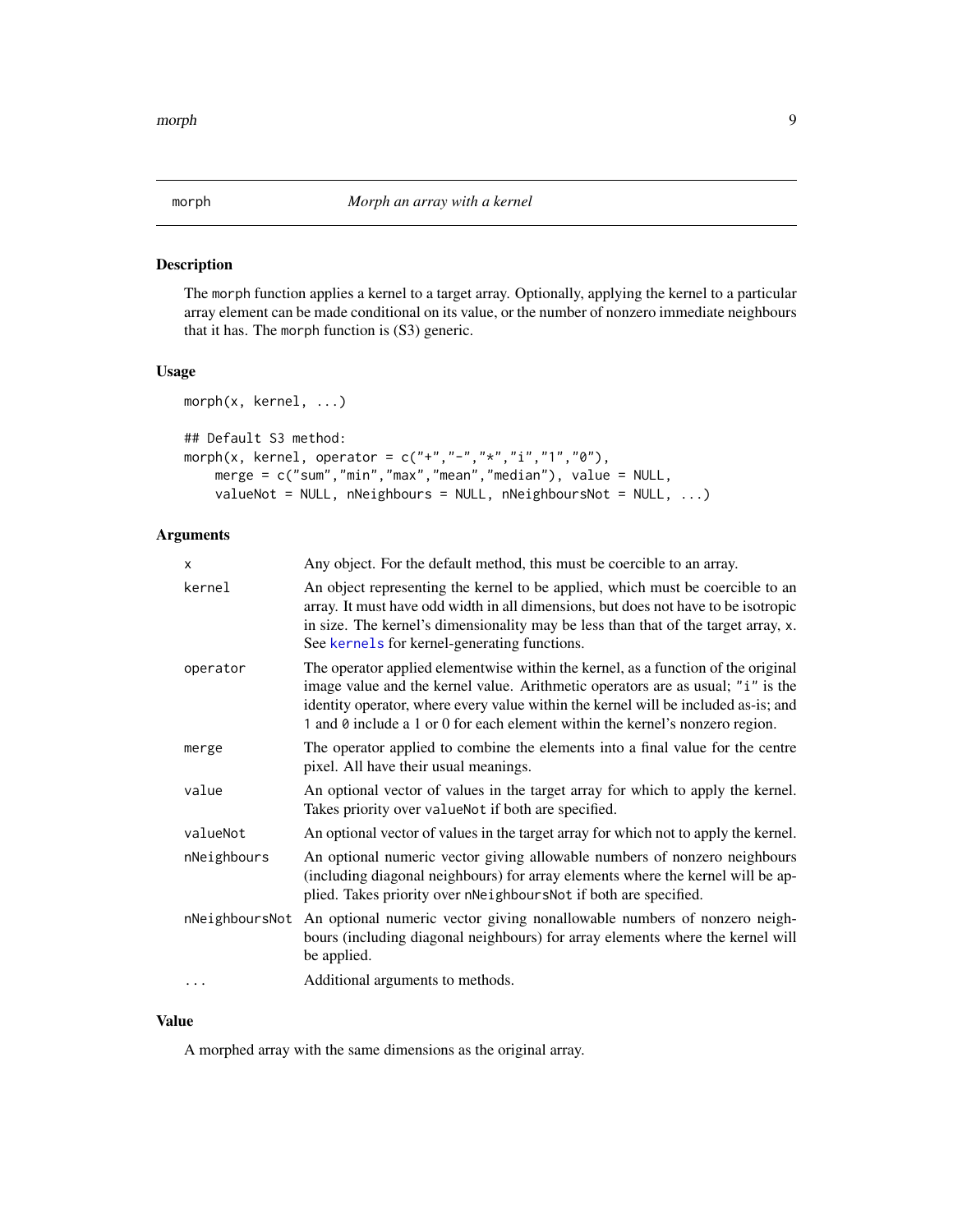## morph — *Morph an array with a kernel*

### Description

The `morph` function applies a kernel to a target array. Optionally, applying the kernel to a particular array element can be made conditional on its value, or the number of nonzero immediate neighbours that it has. The `morph` function is (S3) generic.

### Usage

```
morph(x, kernel, ...)

## Default S3 method:
morph(x, kernel, operator = c("+","-","*","i","1","0"),
    merge = c("sum","min","max","mean","median"), value = NULL,
    valueNot = NULL, nNeighbours = NULL, nNeighboursNot = NULL, ...)
```

### Arguments

| | |
|---|---|
| `x` | Any object. For the default method, this must be coercible to an array. |
| `kernel` | An object representing the kernel to be applied, which must be coercible to an array. It must have odd width in all dimensions, but does not have to be isotropic in size. The kernel's dimensionality may be less than that of the target array, `x`. See `kernels` for kernel-generating functions. |
| `operator` | The operator applied elementwise within the kernel, as a function of the original image value and the kernel value. Arithmetic operators are as usual; `"i"` is the identity operator, where every value within the kernel will be included as-is; and `1` and `0` include a 1 or 0 for each element within the kernel's nonzero region. |
| `merge` | The operator applied to combine the elements into a final value for the centre pixel. All have their usual meanings. |
| `value` | An optional vector of values in the target array for which to apply the kernel. Takes priority over `valueNot` if both are specified. |
| `valueNot` | An optional vector of values in the target array for which not to apply the kernel. |
| `nNeighbours` | An optional numeric vector giving allowable numbers of nonzero neighbours (including diagonal neighbours) for array elements where the kernel will be applied. Takes priority over `nNeighboursNot` if both are specified. |
| `nNeighboursNot` | An optional numeric vector giving nonallowable numbers of nonzero neighbours (including diagonal neighbours) for array elements where the kernel will be applied. |
| `...` | Additional arguments to methods. |

### Value

A morphed array with the same dimensions as the original array.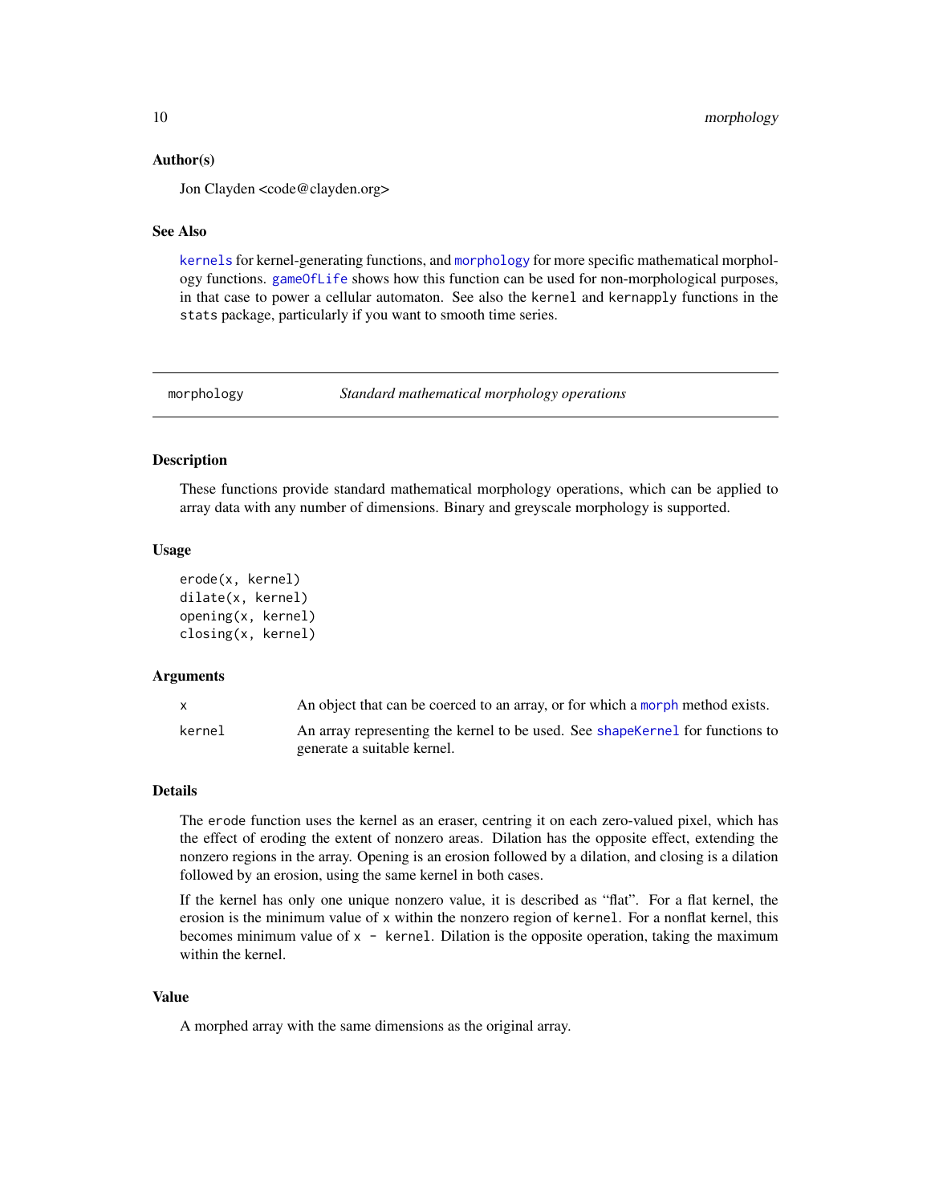### Author(s)

Jon Clayden <code@clayden.org>

### See Also

kernels for kernel-generating functions, and morphology for more specific mathematical morphology functions. gameOfLife shows how this function can be used for non-morphological purposes, in that case to power a cellular automaton. See also the `kernel` and `kernapply` functions in the `stats` package, particularly if you want to smooth time series.

---

## morphology — *Standard mathematical morphology operations*

### Description

These functions provide standard mathematical morphology operations, which can be applied to array data with any number of dimensions. Binary and greyscale morphology is supported.

### Usage

```
erode(x, kernel)
dilate(x, kernel)
opening(x, kernel)
closing(x, kernel)
```

### Arguments

| | |
|---|---|
| `x` | An object that can be coerced to an array, or for which a morph method exists. |
| `kernel` | An array representing the kernel to be used. See shapeKernel for functions to generate a suitable kernel. |

### Details

The `erode` function uses the kernel as an eraser, centring it on each zero-valued pixel, which has the effect of eroding the extent of nonzero areas. Dilation has the opposite effect, extending the nonzero regions in the array. Opening is an erosion followed by a dilation, and closing is a dilation followed by an erosion, using the same kernel in both cases.

If the kernel has only one unique nonzero value, it is described as "flat". For a flat kernel, the erosion is the minimum value of `x` within the nonzero region of `kernel`. For a nonflat kernel, this becomes minimum value of `x - kernel`. Dilation is the opposite operation, taking the maximum within the kernel.

### Value

A morphed array with the same dimensions as the original array.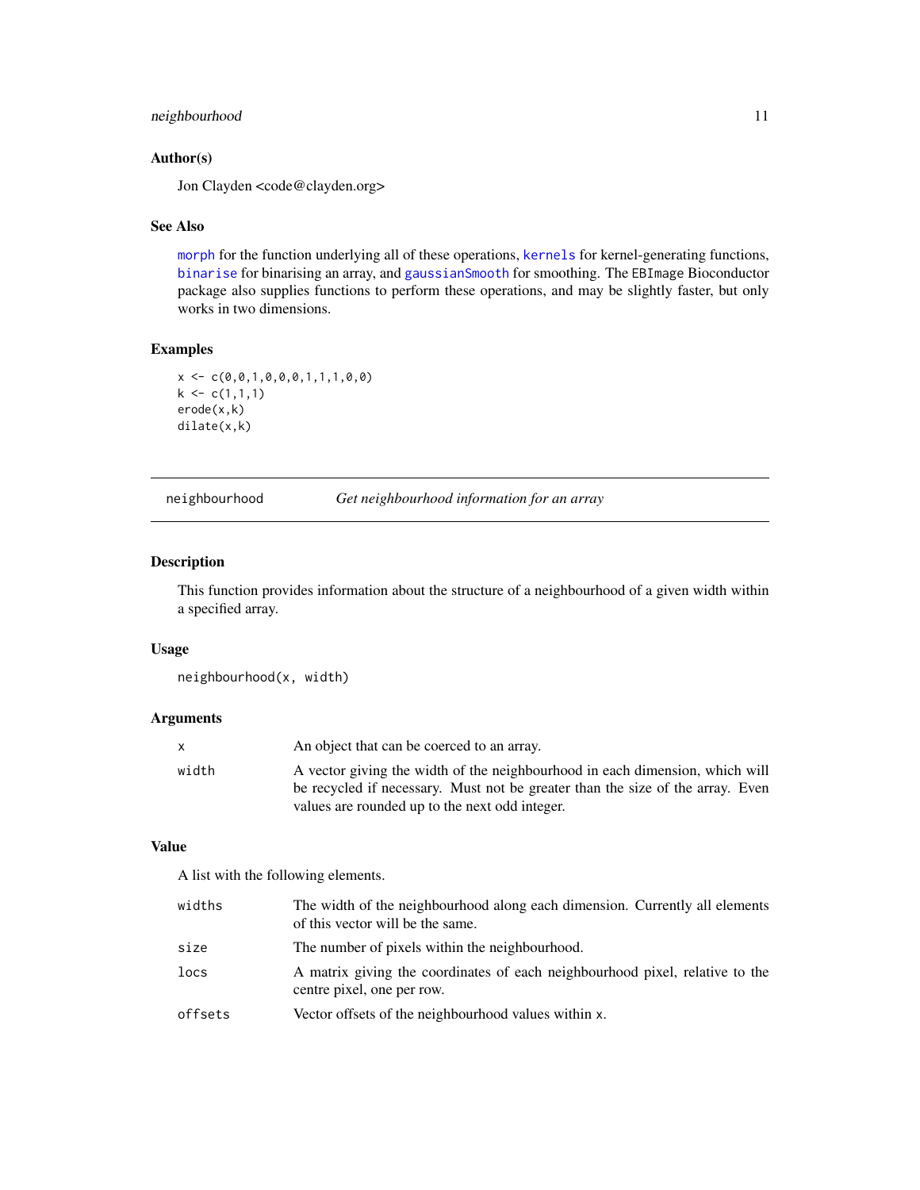## Author(s)

Jon Clayden <code@clayden.org>

## See Also

morph for the function underlying all of these operations, kernels for kernel-generating functions, binarise for binarising an array, and gaussianSmooth for smoothing. The EBImage Bioconductor package also supplies functions to perform these operations, and may be slightly faster, but only works in two dimensions.

## Examples

```
x <- c(0,0,1,0,0,0,1,1,1,0,0)
k <- c(1,1,1)
erode(x,k)
dilate(x,k)
```

---

# neighbourhood *Get neighbourhood information for an array*

## Description

This function provides information about the structure of a neighbourhood of a given width within a specified array.

## Usage

```
neighbourhood(x, width)
```

## Arguments

| | |
|---|---|
| x | An object that can be coerced to an array. |
| width | A vector giving the width of the neighbourhood in each dimension, which will be recycled if necessary. Must not be greater than the size of the array. Even values are rounded up to the next odd integer. |

## Value

A list with the following elements.

| | |
|---|---|
| widths | The width of the neighbourhood along each dimension. Currently all elements of this vector will be the same. |
| size | The number of pixels within the neighbourhood. |
| locs | A matrix giving the coordinates of each neighbourhood pixel, relative to the centre pixel, one per row. |
| offsets | Vector offsets of the neighbourhood values within x. |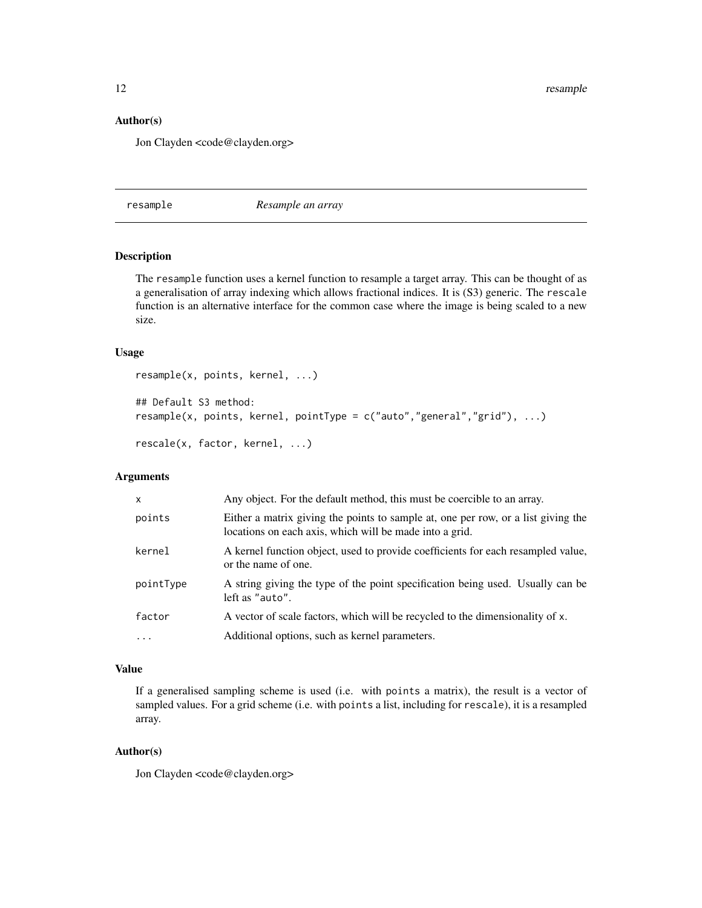## Author(s)

Jon Clayden <code@clayden.org>

---

# resample — *Resample an array*

---

## Description

The `resample` function uses a kernel function to resample a target array. This can be thought of as a generalisation of array indexing which allows fractional indices. It is (S3) generic. The `rescale` function is an alternative interface for the common case where the image is being scaled to a new size.

## Usage

```
resample(x, points, kernel, ...)

## Default S3 method:
resample(x, points, kernel, pointType = c("auto","general","grid"), ...)

rescale(x, factor, kernel, ...)
```

## Arguments

| | |
|---|---|
| `x` | Any object. For the default method, this must be coercible to an array. |
| `points` | Either a matrix giving the points to sample at, one per row, or a list giving the locations on each axis, which will be made into a grid. |
| `kernel` | A kernel function object, used to provide coefficients for each resampled value, or the name of one. |
| `pointType` | A string giving the type of the point specification being used. Usually can be left as `"auto"`. |
| `factor` | A vector of scale factors, which will be recycled to the dimensionality of `x`. |
| `...` | Additional options, such as kernel parameters. |

## Value

If a generalised sampling scheme is used (i.e. with `points` a matrix), the result is a vector of sampled values. For a grid scheme (i.e. with `points` a list, including for `rescale`), it is a resampled array.

## Author(s)

Jon Clayden <code@clayden.org>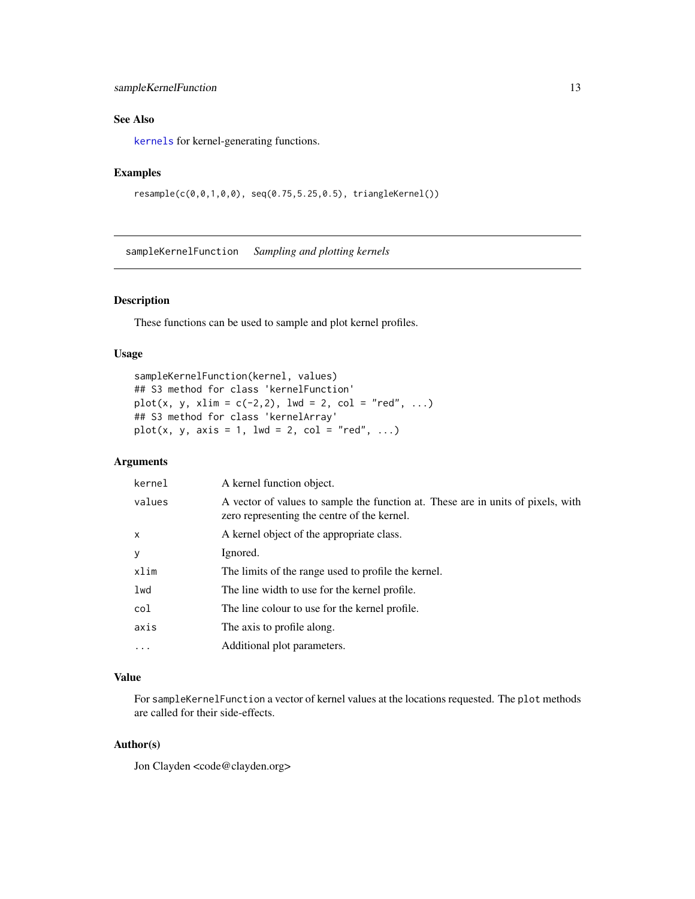### See Also

`kernels` for kernel-generating functions.

### Examples

```
resample(c(0,0,1,0,0), seq(0.75,5.25,0.5), triangleKernel())
```

---

## sampleKernelFunction *Sampling and plotting kernels*

---

### Description

These functions can be used to sample and plot kernel profiles.

### Usage

```
sampleKernelFunction(kernel, values)
## S3 method for class 'kernelFunction'
plot(x, y, xlim = c(-2,2), lwd = 2, col = "red", ...)
## S3 method for class 'kernelArray'
plot(x, y, axis = 1, lwd = 2, col = "red", ...)
```

### Arguments

| | |
|---|---|
| kernel | A kernel function object. |
| values | A vector of values to sample the function at. These are in units of pixels, with zero representing the centre of the kernel. |
| x | A kernel object of the appropriate class. |
| y | Ignored. |
| xlim | The limits of the range used to profile the kernel. |
| lwd | The line width to use for the kernel profile. |
| col | The line colour to use for the kernel profile. |
| axis | The axis to profile along. |
| ... | Additional plot parameters. |

### Value

For `sampleKernelFunction` a vector of kernel values at the locations requested. The `plot` methods are called for their side-effects.

### Author(s)

Jon Clayden <code@clayden.org>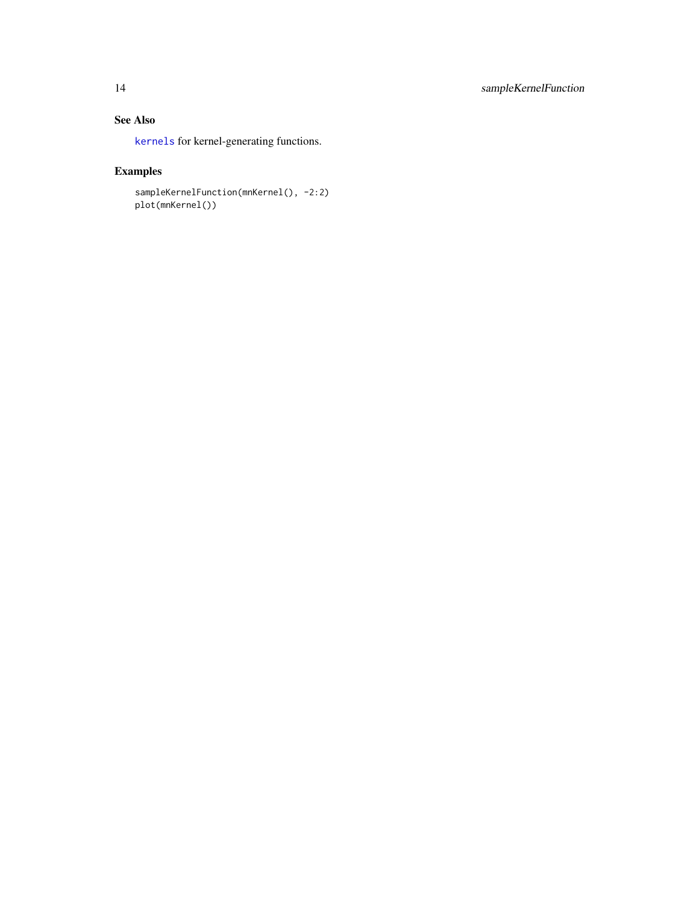## See Also

`kernels` for kernel-generating functions.

## Examples

```
sampleKernelFunction(mnKernel(), -2:2)
plot(mnKernel())
```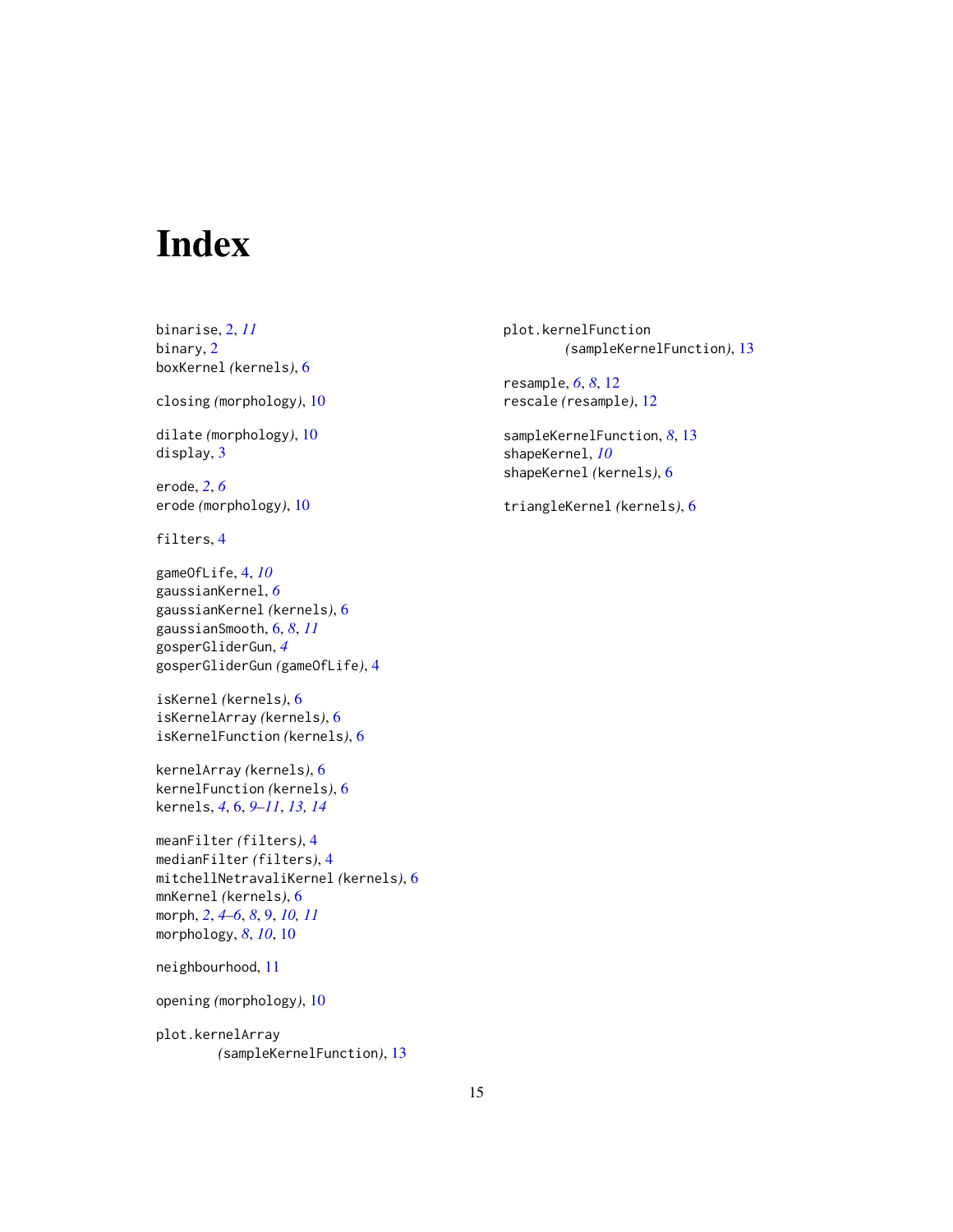# Index

binarise, 2, *11*
binary, 2
boxKernel *(*kernels*)*, 6

closing *(*morphology*)*, 10

dilate *(*morphology*)*, 10
display, 3

erode, *2*, *6*
erode *(*morphology*)*, 10

filters, 4

gameOfLife, 4, *10*
gaussianKernel, *6*
gaussianKernel *(*kernels*)*, 6
gaussianSmooth, 6, *8*, *11*
gosperGliderGun, *4*
gosperGliderGun *(*gameOfLife*)*, 4

isKernel *(*kernels*)*, 6
isKernelArray *(*kernels*)*, 6
isKernelFunction *(*kernels*)*, 6

kernelArray *(*kernels*)*, 6
kernelFunction *(*kernels*)*, 6
kernels, *4*, 6, *9–11*, *13, 14*

meanFilter *(*filters*)*, 4
medianFilter *(*filters*)*, 4
mitchellNetravaliKernel *(*kernels*)*, 6
mnKernel *(*kernels*)*, 6
morph, *2*, *4–6*, *8*, 9, *10, 11*
morphology, *8*, *10*, 10

neighbourhood, 11

opening *(*morphology*)*, 10

plot.kernelArray
*(*sampleKernelFunction*)*, 13

plot.kernelFunction
*(*sampleKernelFunction*)*, 13

resample, *6*, *8*, 12
rescale *(*resample*)*, 12

sampleKernelFunction, *8*, 13
shapeKernel, *10*
shapeKernel *(*kernels*)*, 6

triangleKernel *(*kernels*)*, 6